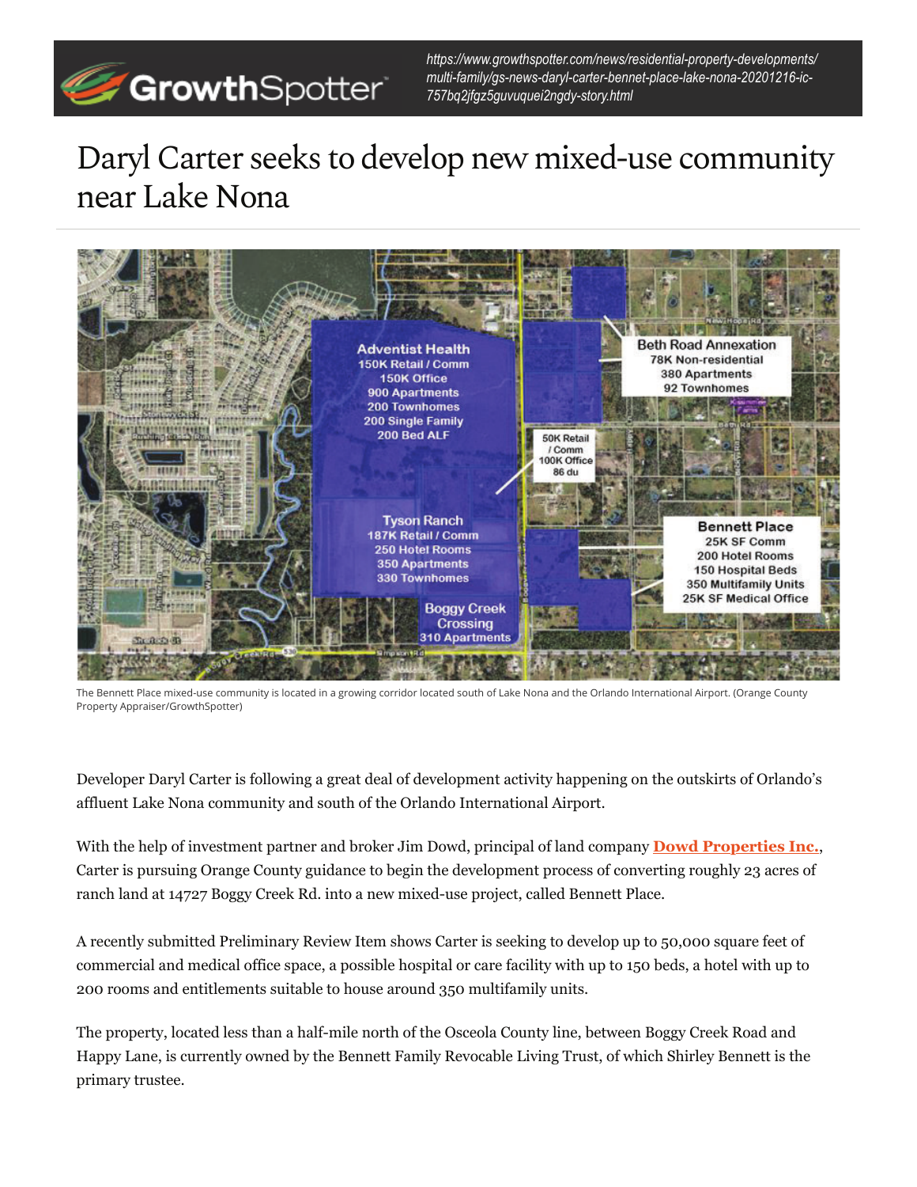https://www.growthspotter.com/news/residential-property-developments/multi-family/gs-news-daryl-carter-bennet-place-lake-nona-20201216-ic-757bq2jfgz5guvuquei2ngdy-story.html

# Daryl Carter seeks to develop new mixed-use community near Lake Nona

The Bennett Place mixed-use community is located in a growing corridor located south of Lake Nona and the Orlando International Airport. (Orange County Property Appraiser/GrowthSpotter)

Developer Daryl Carter is following a great deal of development activity happening on the outskirts of Orlando's affluent Lake Nona community and south of the Orlando International Airport.

With the help of investment partner and broker Jim Dowd, principal of land company **Dowd Properties Inc.**, Carter is pursuing Orange County guidance to begin the development process of converting roughly 23 acres of ranch land at 14727 Boggy Creek Rd. into a new mixed-use project, called Bennett Place.

A recently submitted Preliminary Review Item shows Carter is seeking to develop up to 50,000 square feet of commercial and medical office space, a possible hospital or care facility with up to 150 beds, a hotel with up to 200 rooms and entitlements suitable to house around 350 multifamily units.

The property, located less than a half-mile north of the Osceola County line, between Boggy Creek Road and Happy Lane, is currently owned by the Bennett Family Revocable Living Trust, of which Shirley Bennett is the primary trustee.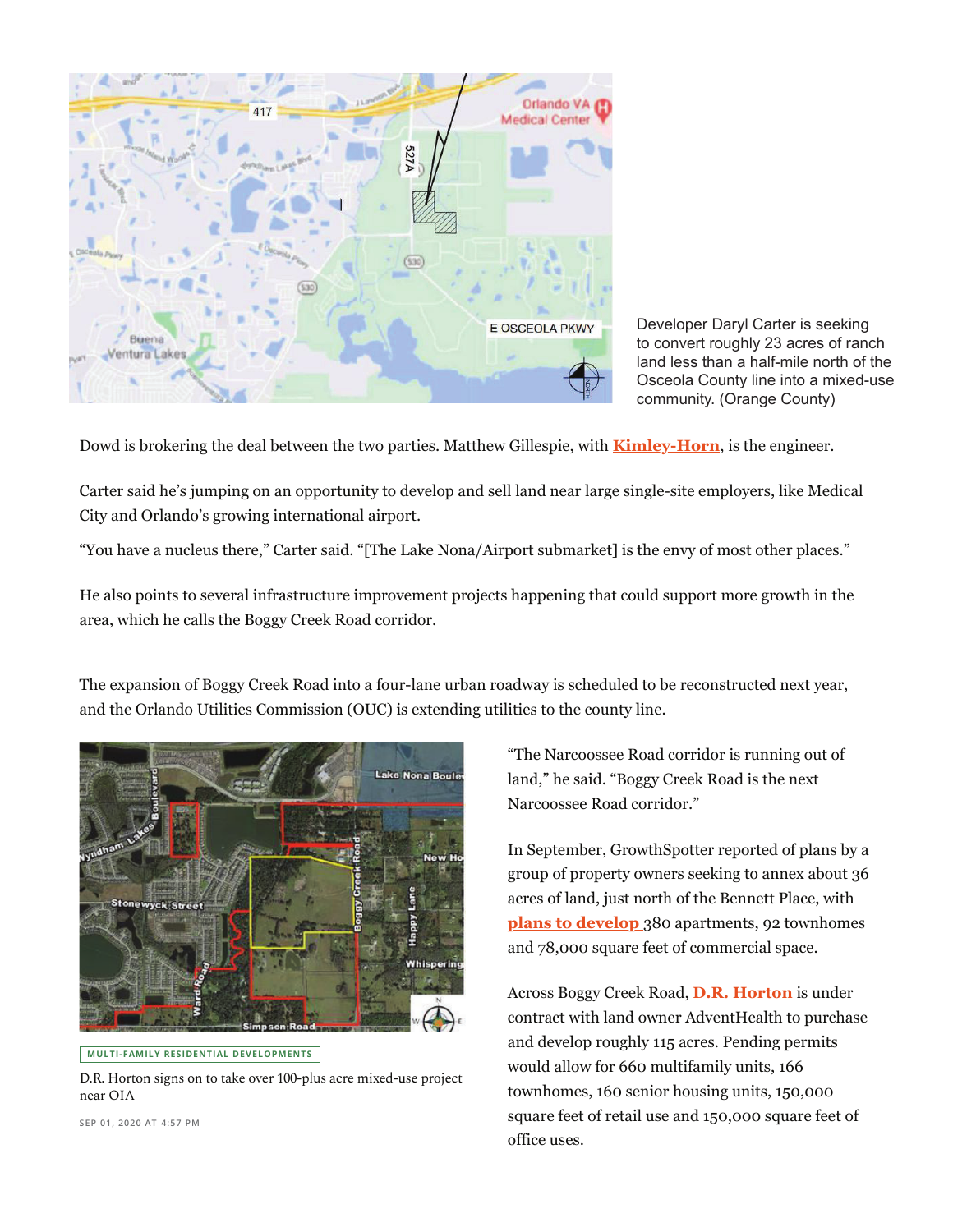Developer Daryl Carter is seeking to convert roughly 23 acres of ranch land less than a half-mile north of the Osceola County line into a mixed-use community. (Orange County)

Dowd is brokering the deal between the two parties. Matthew Gillespie, with **Kimley-Horn**, is the engineer.

Carter said he's jumping on an opportunity to develop and sell land near large single-site employers, like Medical City and Orlando's growing international airport.

"You have a nucleus there," Carter said. "[The Lake Nona/Airport submarket] is the envy of most other places."

He also points to several infrastructure improvement projects happening that could support more growth in the area, which he calls the Boggy Creek Road corridor.

The expansion of Boggy Creek Road into a four-lane urban roadway is scheduled to be reconstructed next year, and the Orlando Utilities Commission (OUC) is extending utilities to the county line.

MULTI-FAMILY RESIDENTIAL DEVELOPMENTS

D.R. Horton signs on to take over 100-plus acre mixed-use project near OIA

SEP 01, 2020 AT 4:57 PM

"The Narcoossee Road corridor is running out of land," he said. "Boggy Creek Road is the next Narcoossee Road corridor."

In September, GrowthSpotter reported of plans by a group of property owners seeking to annex about 36 acres of land, just north of the Bennett Place, with **plans to develop** 380 apartments, 92 townhomes and 78,000 square feet of commercial space.

Across Boggy Creek Road, **D.R. Horton** is under contract with land owner AdventHealth to purchase and develop roughly 115 acres. Pending permits would allow for 660 multifamily units, 166 townhomes, 160 senior housing units, 150,000 square feet of retail use and 150,000 square feet of office uses.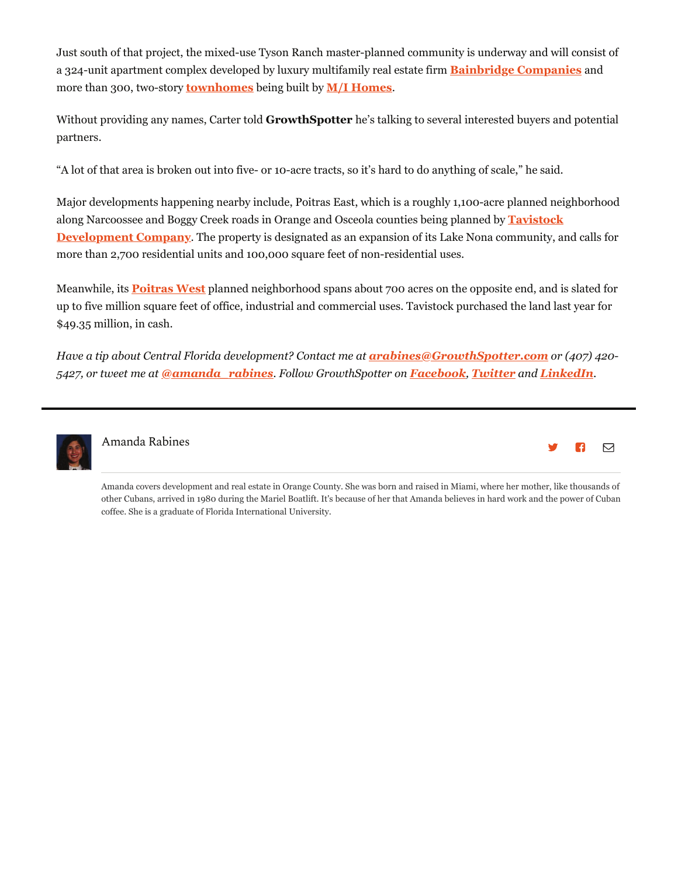Just south of that project, the mixed-use Tyson Ranch master-planned community is underway and will consist of a 324-unit apartment complex developed by luxury multifamily real estate firm **Bainbridge Companies** and more than 300, two-story **townhomes** being built by **M/I Homes**.

Without providing any names, Carter told **GrowthSpotter** he's talking to several interested buyers and potential partners.

"A lot of that area is broken out into five- or 10-acre tracts, so it's hard to do anything of scale," he said.

Major developments happening nearby include, Poitras East, which is a roughly 1,100-acre planned neighborhood along Narcoossee and Boggy Creek roads in Orange and Osceola counties being planned by **Tavistock Development Company**. The property is designated as an expansion of its Lake Nona community, and calls for more than 2,700 residential units and 100,000 square feet of non-residential uses.

Meanwhile, its **Poitras West** planned neighborhood spans about 700 acres on the opposite end, and is slated for up to five million square feet of office, industrial and commercial uses. Tavistock purchased the land last year for $49.35 million, in cash.

*Have a tip about Central Florida development? Contact me at* ***arabines@GrowthSpotter.com*** *or (407) 420-5427, or tweet me at* ***@amanda_rabines****. Follow GrowthSpotter on* ***Facebook****,* ***Twitter*** *and* ***LinkedIn****.*

---

Amanda Rabines

Amanda covers development and real estate in Orange County. She was born and raised in Miami, where her mother, like thousands of other Cubans, arrived in 1980 during the Mariel Boatlift. It's because of her that Amanda believes in hard work and the power of Cuban coffee. She is a graduate of Florida International University.